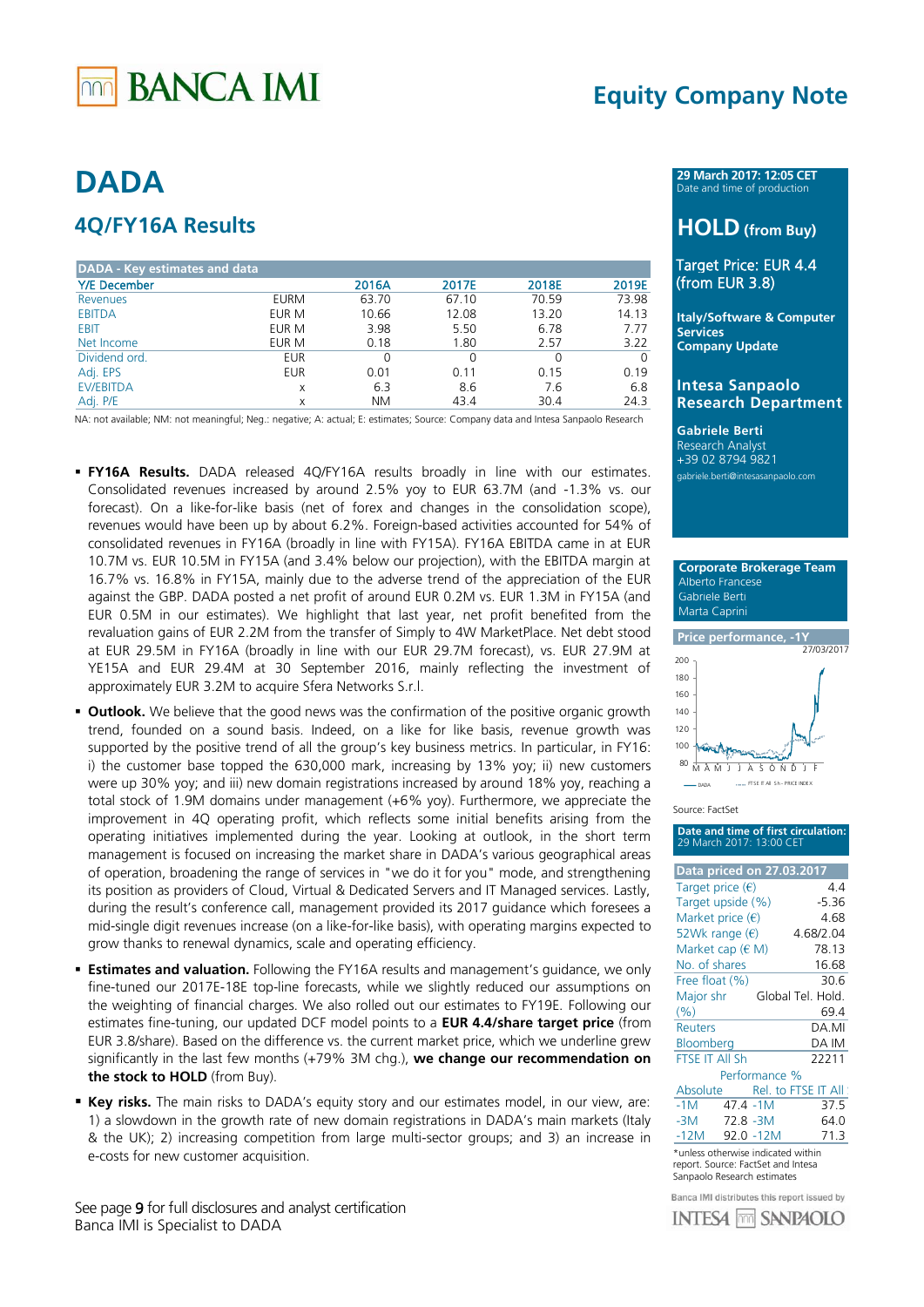# BANCA IMI

## Equity Company Note

# DADA

## 4Q/FY16A Results

| DADA - Key estimates and data | | | | | |
|---|---|---|---|---|---|
| Y/E December | | 2016A | 2017E | 2018E | 2019E |
| Revenues | EURM | 63.70 | 67.10 | 70.59 | 73.98 |
| EBITDA | EUR M | 10.66 | 12.08 | 13.20 | 14.13 |
| EBIT | EUR M | 3.98 | 5.50 | 6.78 | 7.77 |
| Net Income | EUR M | 0.18 | 1.80 | 2.57 | 3.22 |
| Dividend ord. | EUR | 0 | 0 | 0 | 0 |
| Adj. EPS | EUR | 0.01 | 0.11 | 0.15 | 0.19 |
| EV/EBITDA | x | 6.3 | 8.6 | 7.6 | 6.8 |
| Adj. P/E | x | NM | 43.4 | 30.4 | 24.3 |

NA: not available; NM: not meaningful; Neg.: negative; A: actual; E: estimates; Source: Company data and Intesa Sanpaolo Research

- **FY16A Results.** DADA released 4Q/FY16A results broadly in line with our estimates. Consolidated revenues increased by around 2.5% yoy to EUR 63.7M (and -1.3% vs. our forecast). On a like-for-like basis (net of forex and changes in the consolidation scope), revenues would have been up by about 6.2%. Foreign-based activities accounted for 54% of consolidated revenues in FY16A (broadly in line with FY15A). FY16A EBITDA came in at EUR 10.7M vs. EUR 10.5M in FY15A (and 3.4% below our projection), with the EBITDA margin at 16.7% vs. 16.8% in FY15A, mainly due to the adverse trend of the appreciation of the EUR against the GBP. DADA posted a net profit of around EUR 0.2M vs. EUR 1.3M in FY15A (and EUR 0.5M in our estimates). We highlight that last year, net profit benefited from the revaluation gains of EUR 2.2M from the transfer of Simply to 4W MarketPlace. Net debt stood at EUR 29.5M in FY16A (broadly in line with our EUR 29.7M forecast), vs. EUR 27.9M at YE15A and EUR 29.4M at 30 September 2016, mainly reflecting the investment of approximately EUR 3.2M to acquire Sfera Networks S.r.l.
- **Outlook.** We believe that the good news was the confirmation of the positive organic growth trend, founded on a sound basis. Indeed, on a like for like basis, revenue growth was supported by the positive trend of all the group's key business metrics. In particular, in FY16: i) the customer base topped the 630,000 mark, increasing by 13% yoy; ii) new customers were up 30% yoy; and iii) new domain registrations increased by around 18% yoy, reaching a total stock of 1.9M domains under management (+6% yoy). Furthermore, we appreciate the improvement in 4Q operating profit, which reflects some initial benefits arising from the operating initiatives implemented during the year. Looking at outlook, in the short term management is focused on increasing the market share in DADA's various geographical areas of operation, broadening the range of services in "we do it for you" mode, and strengthening its position as providers of Cloud, Virtual & Dedicated Servers and IT Managed services. Lastly, during the result's conference call, management provided its 2017 guidance which foresees a mid-single digit revenues increase (on a like-for-like basis), with operating margins expected to grow thanks to renewal dynamics, scale and operating efficiency.
- **Estimates and valuation.** Following the FY16A results and management's guidance, we only fine-tuned our 2017E-18E top-line forecasts, while we slightly reduced our assumptions on the weighting of financial charges. We also rolled out our estimates to FY19E. Following our estimates fine-tuning, our updated DCF model points to a **EUR 4.4/share target price** (from EUR 3.8/share). Based on the difference vs. the current market price, which we underline grew significantly in the last few months (+79% 3M chg.), **we change our recommendation on the stock to HOLD** (from Buy).
- **Key risks.** The main risks to DADA's equity story and our estimates model, in our view, are: 1) a slowdown in the growth rate of new domain registrations in DADA's main markets (Italy & the UK); 2) increasing competition from large multi-sector groups; and 3) an increase in e-costs for new customer acquisition.

See page 9 for full disclosures and analyst certification
Banca IMI is Specialist to DADA

---

**29 March 2017: 12:05 CET**
Date and time of production

## HOLD (from Buy)

**Target Price: EUR 4.4 (from EUR 3.8)**

**Italy/Software & Computer Services**
**Company Update**

**Intesa Sanpaolo Research Department**

**Gabriele Berti**
Research Analyst
+39 02 8794 9821
gabriele.berti@intesasanpaolo.com

**Corporate Brokerage Team**
Alberto Francese
Gabriele Berti
Marta Caprini

**Price performance, -1Y**

27/03/2017

Source: FactSet

**Date and time of first circulation:**
29 March 2017: 13:00 CET

| Data priced on 27.03.2017 | |
|---|---|
| Target price (€) | 4.4 |
| Target upside (%) | -5.36 |
| Market price (€) | 4.68 |
| 52Wk range (€) | 4.68/2.04 |
| Market cap (€ M) | 78.13 |
| No. of shares | 16.68 |
| Free float (%) | 30.6 |
| Major shr | Global Tel. Hold. |
| (%) | 69.4 |
| Reuters | DA.MI |
| Bloomberg | DA IM |
| FTSE IT All Sh | 22211 |

| Performance % | | | |
|---|---|---|---|
| Absolute | | Rel. to FTSE IT All | |
| -1M | 47.4 | -1M | 37.5 |
| -3M | 72.8 | -3M | 64.0 |
| -12M | 92.0 | -12M | 71.3 |

*unless otherwise indicated within report. Source: FactSet and Intesa Sanpaolo Research estimates

Banca IMI distributes this report issued by INTESA SANPAOLO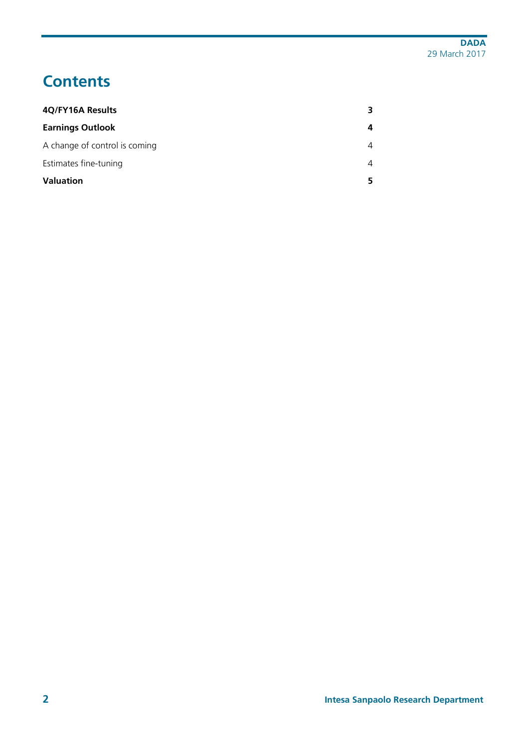# Contents

| | |
|---|---|
| **4Q/FY16A Results** | **3** |
| **Earnings Outlook** | **4** |
| A change of control is coming | 4 |
| Estimates fine-tuning | 4 |
| **Valuation** | **5** |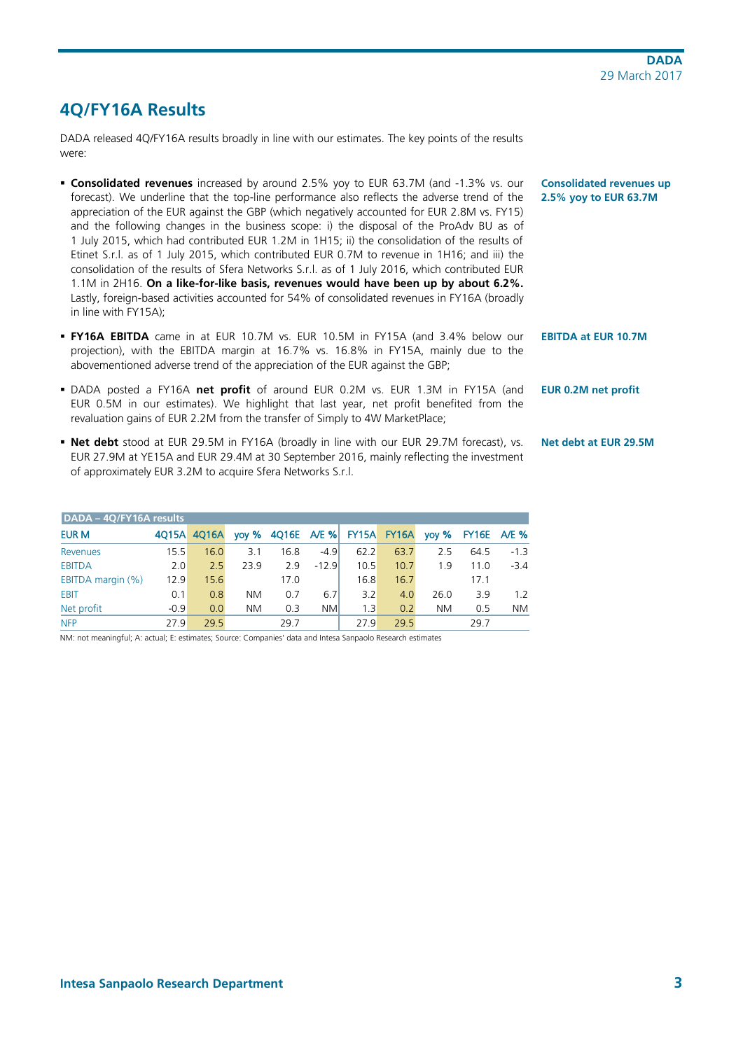## 4Q/FY16A Results

DADA released 4Q/FY16A results broadly in line with our estimates. The key points of the results were:

- **Consolidated revenues** increased by around 2.5% yoy to EUR 63.7M (and -1.3% vs. our forecast). We underline that the top-line performance also reflects the adverse trend of the appreciation of the EUR against the GBP (which negatively accounted for EUR 2.8M vs. FY15) and the following changes in the business scope: i) the disposal of the ProAdv BU as of 1 July 2015, which had contributed EUR 1.2M in 1H15; ii) the consolidation of the results of Etinet S.r.l. as of 1 July 2015, which contributed EUR 0.7M to revenue in 1H16; and iii) the consolidation of the results of Sfera Networks S.r.l. as of 1 July 2016, which contributed EUR 1.1M in 2H16. **On a like-for-like basis, revenues would have been up by about 6.2%.** Lastly, foreign-based activities accounted for 54% of consolidated revenues in FY16A (broadly in line with FY15A);

**Consolidated revenues up 2.5% yoy to EUR 63.7M**

- **FY16A EBITDA** came in at EUR 10.7M vs. EUR 10.5M in FY15A (and 3.4% below our projection), with the EBITDA margin at 16.7% vs. 16.8% in FY15A, mainly due to the abovementioned adverse trend of the appreciation of the EUR against the GBP;

**EBITDA at EUR 10.7M**

- DADA posted a FY16A **net profit** of around EUR 0.2M vs. EUR 1.3M in FY15A (and EUR 0.5M in our estimates). We highlight that last year, net profit benefited from the revaluation gains of EUR 2.2M from the transfer of Simply to 4W MarketPlace;

**EUR 0.2M net profit**

- **Net debt** stood at EUR 29.5M in FY16A (broadly in line with our EUR 29.7M forecast), vs. EUR 27.9M at YE15A and EUR 29.4M at 30 September 2016, mainly reflecting the investment of approximately EUR 3.2M to acquire Sfera Networks S.r.l.

**Net debt at EUR 29.5M**

**DADA – 4Q/FY16A results**

| EUR M | 4Q15A | 4Q16A | yoy % | 4Q16E | A/E % | FY15A | FY16A | yoy % | FY16E | A/E % |
|---|---|---|---|---|---|---|---|---|---|---|
| Revenues | 15.5 | 16.0 | 3.1 | 16.8 | -4.9 | 62.2 | 63.7 | 2.5 | 64.5 | -1.3 |
| EBITDA | 2.0 | 2.5 | 23.9 | 2.9 | -12.9 | 10.5 | 10.7 | 1.9 | 11.0 | -3.4 |
| EBITDA margin (%) | 12.9 | 15.6 | | 17.0 | | 16.8 | 16.7 | | 17.1 | |
| EBIT | 0.1 | 0.8 | NM | 0.7 | 6.7 | 3.2 | 4.0 | 26.0 | 3.9 | 1.2 |
| Net profit | -0.9 | 0.0 | NM | 0.3 | NM | 1.3 | 0.2 | NM | 0.5 | NM |
| NFP | 27.9 | 29.5 | | 29.7 | | 27.9 | 29.5 | | 29.7 | |

NM: not meaningful; A: actual; E: estimates; Source: Companies' data and Intesa Sanpaolo Research estimates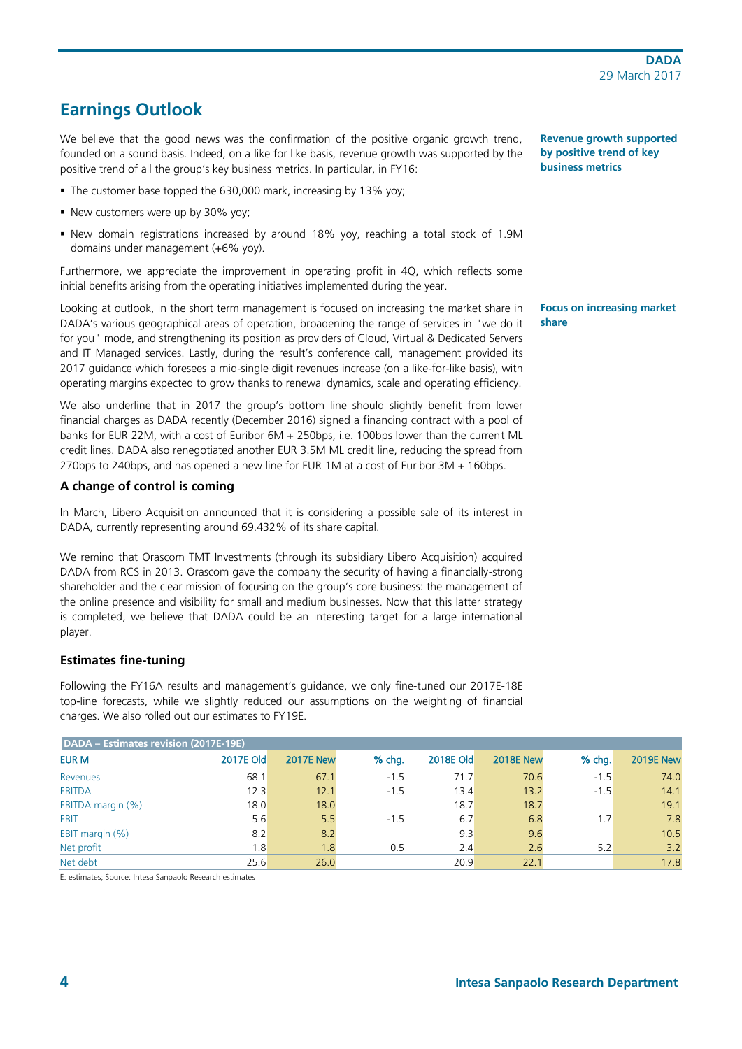## Earnings Outlook

**Revenue growth supported by positive trend of key business metrics**

We believe that the good news was the confirmation of the positive organic growth trend, founded on a sound basis. Indeed, on a like for like basis, revenue growth was supported by the positive trend of all the group's key business metrics. In particular, in FY16:

- The customer base topped the 630,000 mark, increasing by 13% yoy;
- New customers were up by 30% yoy;
- New domain registrations increased by around 18% yoy, reaching a total stock of 1.9M domains under management (+6% yoy).

Furthermore, we appreciate the improvement in operating profit in 4Q, which reflects some initial benefits arising from the operating initiatives implemented during the year.

**Focus on increasing market share**

Looking at outlook, in the short term management is focused on increasing the market share in DADA's various geographical areas of operation, broadening the range of services in "we do it for you" mode, and strengthening its position as providers of Cloud, Virtual & Dedicated Servers and IT Managed services. Lastly, during the result's conference call, management provided its 2017 guidance which foresees a mid-single digit revenues increase (on a like-for-like basis), with operating margins expected to grow thanks to renewal dynamics, scale and operating efficiency.

We also underline that in 2017 the group's bottom line should slightly benefit from lower financial charges as DADA recently (December 2016) signed a financing contract with a pool of banks for EUR 22M, with a cost of Euribor 6M + 250bps, i.e. 100bps lower than the current ML credit lines. DADA also renegotiated another EUR 3.5M ML credit line, reducing the spread from 270bps to 240bps, and has opened a new line for EUR 1M at a cost of Euribor 3M + 160bps.

### A change of control is coming

In March, Libero Acquisition announced that it is considering a possible sale of its interest in DADA, currently representing around 69.432% of its share capital.

We remind that Orascom TMT Investments (through its subsidiary Libero Acquisition) acquired DADA from RCS in 2013. Orascom gave the company the security of having a financially-strong shareholder and the clear mission of focusing on the group's core business: the management of the online presence and visibility for small and medium businesses. Now that this latter strategy is completed, we believe that DADA could be an interesting target for a large international player.

### Estimates fine-tuning

Following the FY16A results and management's guidance, we only fine-tuned our 2017E-18E top-line forecasts, while we slightly reduced our assumptions on the weighting of financial charges. We also rolled out our estimates to FY19E.

**DADA – Estimates revision (2017E-19E)**

| EUR M | 2017E Old | 2017E New | % chg. | 2018E Old | 2018E New | % chg. | 2019E New |
|---|---|---|---|---|---|---|---|
| Revenues | 68.1 | 67.1 | -1.5 | 71.7 | 70.6 | -1.5 | 74.0 |
| EBITDA | 12.3 | 12.1 | -1.5 | 13.4 | 13.2 | -1.5 | 14.1 |
| EBITDA margin (%) | 18.0 | 18.0 | | 18.7 | 18.7 | | 19.1 |
| EBIT | 5.6 | 5.5 | -1.5 | 6.7 | 6.8 | 1.7 | 7.8 |
| EBIT margin (%) | 8.2 | 8.2 | | 9.3 | 9.6 | | 10.5 |
| Net profit | 1.8 | 1.8 | 0.5 | 2.4 | 2.6 | 5.2 | 3.2 |
| Net debt | 25.6 | 26.0 | | 20.9 | 22.1 | | 17.8 |

E: estimates; Source: Intesa Sanpaolo Research estimates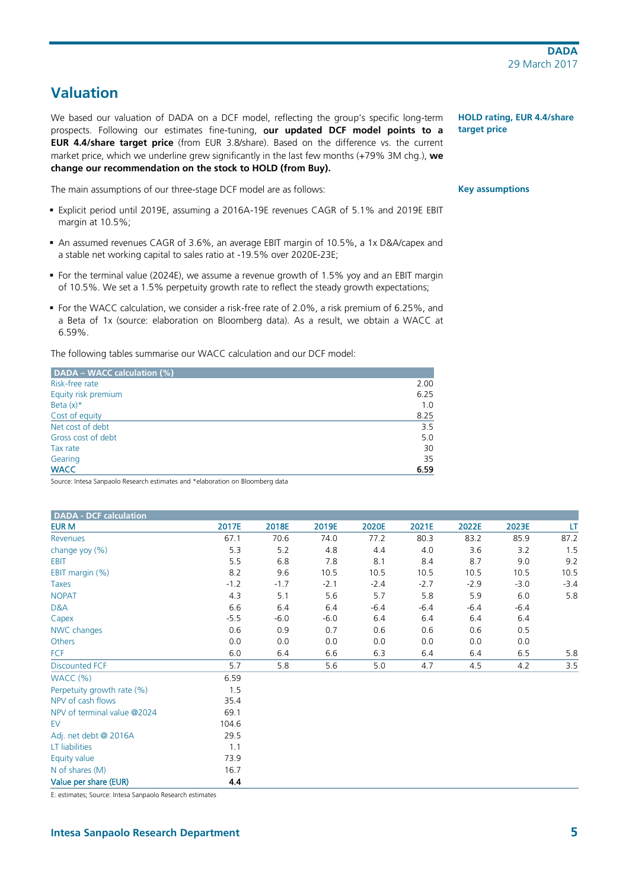## Valuation

**HOLD rating, EUR 4.4/share target price**

We based our valuation of DADA on a DCF model, reflecting the group's specific long-term prospects. Following our estimates fine-tuning, **our updated DCF model points to a EUR 4.4/share target price** (from EUR 3.8/share). Based on the difference vs. the current market price, which we underline grew significantly in the last few months (+79% 3M chg.), **we change our recommendation on the stock to HOLD (from Buy).**

**Key assumptions**

The main assumptions of our three-stage DCF model are as follows:

- Explicit period until 2019E, assuming a 2016A-19E revenues CAGR of 5.1% and 2019E EBIT margin at 10.5%;
- An assumed revenues CAGR of 3.6%, an average EBIT margin of 10.5%, a 1x D&A/capex and a stable net working capital to sales ratio at -19.5% over 2020E-23E;
- For the terminal value (2024E), we assume a revenue growth of 1.5% yoy and an EBIT margin of 10.5%. We set a 1.5% perpetuity growth rate to reflect the steady growth expectations;
- For the WACC calculation, we consider a risk-free rate of 2.0%, a risk premium of 6.25%, and a Beta of 1x (source: elaboration on Bloomberg data). As a result, we obtain a WACC at 6.59%.

The following tables summarise our WACC calculation and our DCF model:

| DADA – WACC calculation (%) | |
|---|---|
| Risk-free rate | 2.00 |
| Equity risk premium | 6.25 |
| Beta (x)* | 1.0 |
| Cost of equity | 8.25 |
| Net cost of debt | 3.5 |
| Gross cost of debt | 5.0 |
| Tax rate | 30 |
| Gearing | 35 |
| **WACC** | **6.59** |

Source: Intesa Sanpaolo Research estimates and *elaboration on Bloomberg data

| DADA - DCF calculation | | | | | | | | |
|---|---|---|---|---|---|---|---|---|
| EUR M | 2017E | 2018E | 2019E | 2020E | 2021E | 2022E | 2023E | LT |
| Revenues | 67.1 | 70.6 | 74.0 | 77.2 | 80.3 | 83.2 | 85.9 | 87.2 |
| change yoy (%) | 5.3 | 5.2 | 4.8 | 4.4 | 4.0 | 3.6 | 3.2 | 1.5 |
| EBIT | 5.5 | 6.8 | 7.8 | 8.1 | 8.4 | 8.7 | 9.0 | 9.2 |
| EBIT margin (%) | 8.2 | 9.6 | 10.5 | 10.5 | 10.5 | 10.5 | 10.5 | 10.5 |
| Taxes | -1.2 | -1.7 | -2.1 | -2.4 | -2.7 | -2.9 | -3.0 | -3.4 |
| NOPAT | 4.3 | 5.1 | 5.6 | 5.7 | 5.8 | 5.9 | 6.0 | 5.8 |
| D&A | 6.6 | 6.4 | 6.4 | -6.4 | -6.4 | -6.4 | -6.4 | |
| Capex | -5.5 | -6.0 | -6.0 | 6.4 | 6.4 | 6.4 | 6.4 | |
| NWC changes | 0.6 | 0.9 | 0.7 | 0.6 | 0.6 | 0.6 | 0.5 | |
| Others | 0.0 | 0.0 | 0.0 | 0.0 | 0.0 | 0.0 | 0.0 | |
| FCF | 6.0 | 6.4 | 6.6 | 6.3 | 6.4 | 6.4 | 6.5 | 5.8 |
| Discounted FCF | 5.7 | 5.8 | 5.6 | 5.0 | 4.7 | 4.5 | 4.2 | 3.5 |
| WACC (%) | 6.59 | | | | | | | |
| Perpetuity growth rate (%) | 1.5 | | | | | | | |
| NPV of cash flows | 35.4 | | | | | | | |
| NPV of terminal value @2024 | 69.1 | | | | | | | |
| EV | 104.6 | | | | | | | |
| Adj. net debt @ 2016A | 29.5 | | | | | | | |
| LT liabilities | 1.1 | | | | | | | |
| Equity value | 73.9 | | | | | | | |
| N of shares (M) | 16.7 | | | | | | | |
| **Value per share (EUR)** | **4.4** | | | | | | | |

E: estimates; Source: Intesa Sanpaolo Research estimates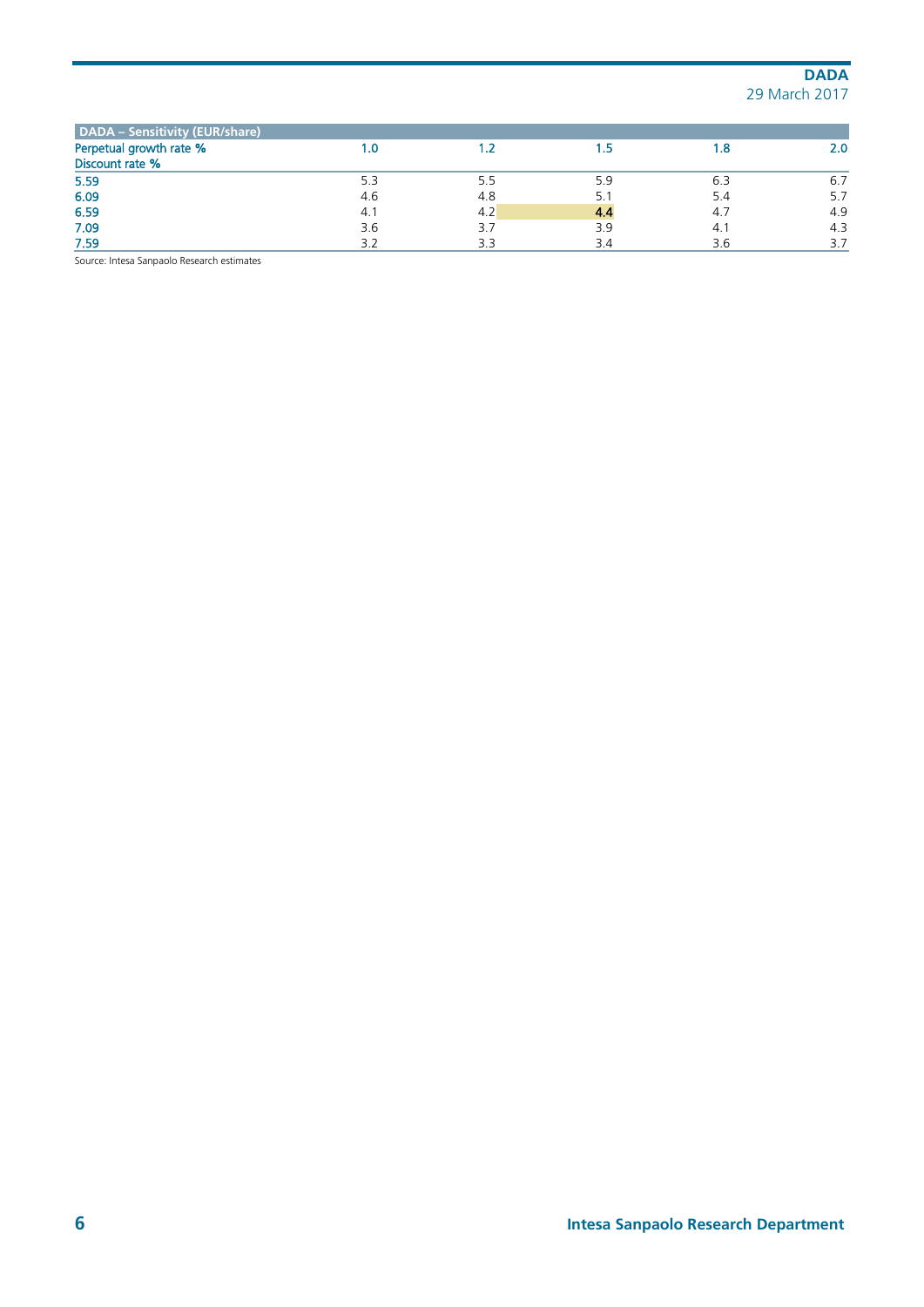**DADA – Sensitivity (EUR/share)**

| Perpetual growth rate % | 1.0 | 1.2 | 1.5 | 1.8 | 2.0 |
|---|---|---|---|---|---|
| Discount rate % | | | | | |
| 5.59 | 5.3 | 5.5 | 5.9 | 6.3 | 6.7 |
| 6.09 | 4.6 | 4.8 | 5.1 | 5.4 | 5.7 |
| 6.59 | 4.1 | 4.2 | **4.4** | 4.7 | 4.9 |
| 7.09 | 3.6 | 3.7 | 3.9 | 4.1 | 4.3 |
| 7.59 | 3.2 | 3.3 | 3.4 | 3.6 | 3.7 |

Source: Intesa Sanpaolo Research estimates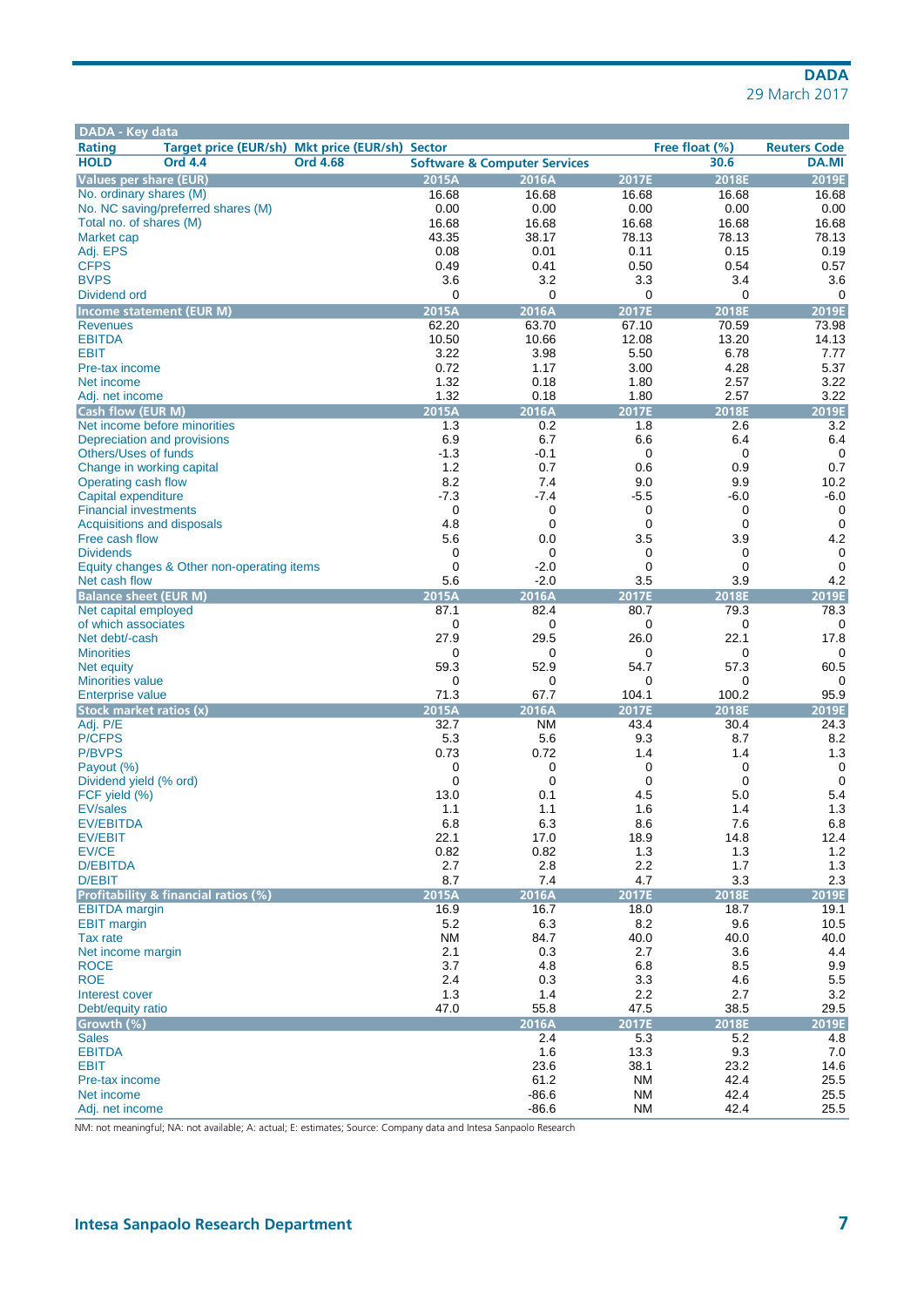| DADA - Key data | | | | | | |
|---|---|---|---|---|---|---|
| Rating | Target price (EUR/sh) | Mkt price (EUR/sh) | Sector | | Free float (%) | Reuters Code |
| HOLD | Ord 4.4 | Ord 4.68 | Software & Computer Services | | 30.6 | DA.MI |

| Values per share (EUR) | 2015A | 2016A | 2017E | 2018E | 2019E |
|---|---|---|---|---|---|
| No. ordinary shares (M) | 16.68 | 16.68 | 16.68 | 16.68 | 16.68 |
| No. NC saving/preferred shares (M) | 0.00 | 0.00 | 0.00 | 0.00 | 0.00 |
| Total no. of shares (M) | 16.68 | 16.68 | 16.68 | 16.68 | 16.68 |
| Market cap | 43.35 | 38.17 | 78.13 | 78.13 | 78.13 |
| Adj. EPS | 0.08 | 0.01 | 0.11 | 0.15 | 0.19 |
| CFPS | 0.49 | 0.41 | 0.50 | 0.54 | 0.57 |
| BVPS | 3.6 | 3.2 | 3.3 | 3.4 | 3.6 |
| Dividend ord | 0 | 0 | 0 | 0 | 0 |
| **Income statement (EUR M)** | **2015A** | **2016A** | **2017E** | **2018E** | **2019E** |
| Revenues | 62.20 | 63.70 | 67.10 | 70.59 | 73.98 |
| EBITDA | 10.50 | 10.66 | 12.08 | 13.20 | 14.13 |
| EBIT | 3.22 | 3.98 | 5.50 | 6.78 | 7.77 |
| Pre-tax income | 0.72 | 1.17 | 3.00 | 4.28 | 5.37 |
| Net income | 1.32 | 0.18 | 1.80 | 2.57 | 3.22 |
| Adj. net income | 1.32 | 0.18 | 1.80 | 2.57 | 3.22 |
| **Cash flow (EUR M)** | **2015A** | **2016A** | **2017E** | **2018E** | **2019E** |
| Net income before minorities | 1.3 | 0.2 | 1.8 | 2.6 | 3.2 |
| Depreciation and provisions | 6.9 | 6.7 | 6.6 | 6.4 | 6.4 |
| Others/Uses of funds | -1.3 | -0.1 | 0 | 0 | 0 |
| Change in working capital | 1.2 | 0.7 | 0.6 | 0.9 | 0.7 |
| Operating cash flow | 8.2 | 7.4 | 9.0 | 9.9 | 10.2 |
| Capital expenditure | -7.3 | -7.4 | -5.5 | -6.0 | -6.0 |
| Financial investments | 0 | 0 | 0 | 0 | 0 |
| Acquisitions and disposals | 4.8 | 0 | 0 | 0 | 0 |
| Free cash flow | 5.6 | 0.0 | 3.5 | 3.9 | 4.2 |
| Dividends | 0 | 0 | 0 | 0 | 0 |
| Equity changes & Other non-operating items | 0 | -2.0 | 0 | 0 | 0 |
| Net cash flow | 5.6 | -2.0 | 3.5 | 3.9 | 4.2 |
| **Balance sheet (EUR M)** | **2015A** | **2016A** | **2017E** | **2018E** | **2019E** |
| Net capital employed | 87.1 | 82.4 | 80.7 | 79.3 | 78.3 |
| of which associates | 0 | 0 | 0 | 0 | 0 |
| Net debt/-cash | 27.9 | 29.5 | 26.0 | 22.1 | 17.8 |
| Minorities | 0 | 0 | 0 | 0 | 0 |
| Net equity | 59.3 | 52.9 | 54.7 | 57.3 | 60.5 |
| Minorities value | 0 | 0 | 0 | 0 | 0 |
| Enterprise value | 71.3 | 67.7 | 104.1 | 100.2 | 95.9 |
| **Stock market ratios (x)** | **2015A** | **2016A** | **2017E** | **2018E** | **2019E** |
| Adj. P/E | 32.7 | NM | 43.4 | 30.4 | 24.3 |
| P/CFPS | 5.3 | 5.6 | 9.3 | 8.7 | 8.2 |
| P/BVPS | 0.73 | 0.72 | 1.4 | 1.4 | 1.3 |
| Payout (%) | 0 | 0 | 0 | 0 | 0 |
| Dividend yield (% ord) | 0 | 0 | 0 | 0 | 0 |
| FCF yield (%) | 13.0 | 0.1 | 4.5 | 5.0 | 5.4 |
| EV/sales | 1.1 | 1.1 | 1.6 | 1.4 | 1.3 |
| EV/EBITDA | 6.8 | 6.3 | 8.6 | 7.6 | 6.8 |
| EV/EBIT | 22.1 | 17.0 | 18.9 | 14.8 | 12.4 |
| EV/CE | 0.82 | 0.82 | 1.3 | 1.3 | 1.2 |
| D/EBITDA | 2.7 | 2.8 | 2.2 | 1.7 | 1.3 |
| D/EBIT | 8.7 | 7.4 | 4.7 | 3.3 | 2.3 |
| **Profitability & financial ratios (%)** | **2015A** | **2016A** | **2017E** | **2018E** | **2019E** |
| EBITDA margin | 16.9 | 16.7 | 18.0 | 18.7 | 19.1 |
| EBIT margin | 5.2 | 6.3 | 8.2 | 9.6 | 10.5 |
| Tax rate | NM | 84.7 | 40.0 | 40.0 | 40.0 |
| Net income margin | 2.1 | 0.3 | 2.7 | 3.6 | 4.4 |
| ROCE | 3.7 | 4.8 | 6.8 | 8.5 | 9.9 |
| ROE | 2.4 | 0.3 | 3.3 | 4.6 | 5.5 |
| Interest cover | 1.3 | 1.4 | 2.2 | 2.7 | 3.2 |
| Debt/equity ratio | 47.0 | 55.8 | 47.5 | 38.5 | 29.5 |
| **Growth (%)** | | **2016A** | **2017E** | **2018E** | **2019E** |
| Sales | | 2.4 | 5.3 | 5.2 | 4.8 |
| EBITDA | | 1.6 | 13.3 | 9.3 | 7.0 |
| EBIT | | 23.6 | 38.1 | 23.2 | 14.6 |
| Pre-tax income | | 61.2 | NM | 42.4 | 25.5 |
| Net income | | -86.6 | NM | 42.4 | 25.5 |
| Adj. net income | | -86.6 | NM | 42.4 | 25.5 |

NM: not meaningful; NA: not available; A: actual; E: estimates; Source: Company data and Intesa Sanpaolo Research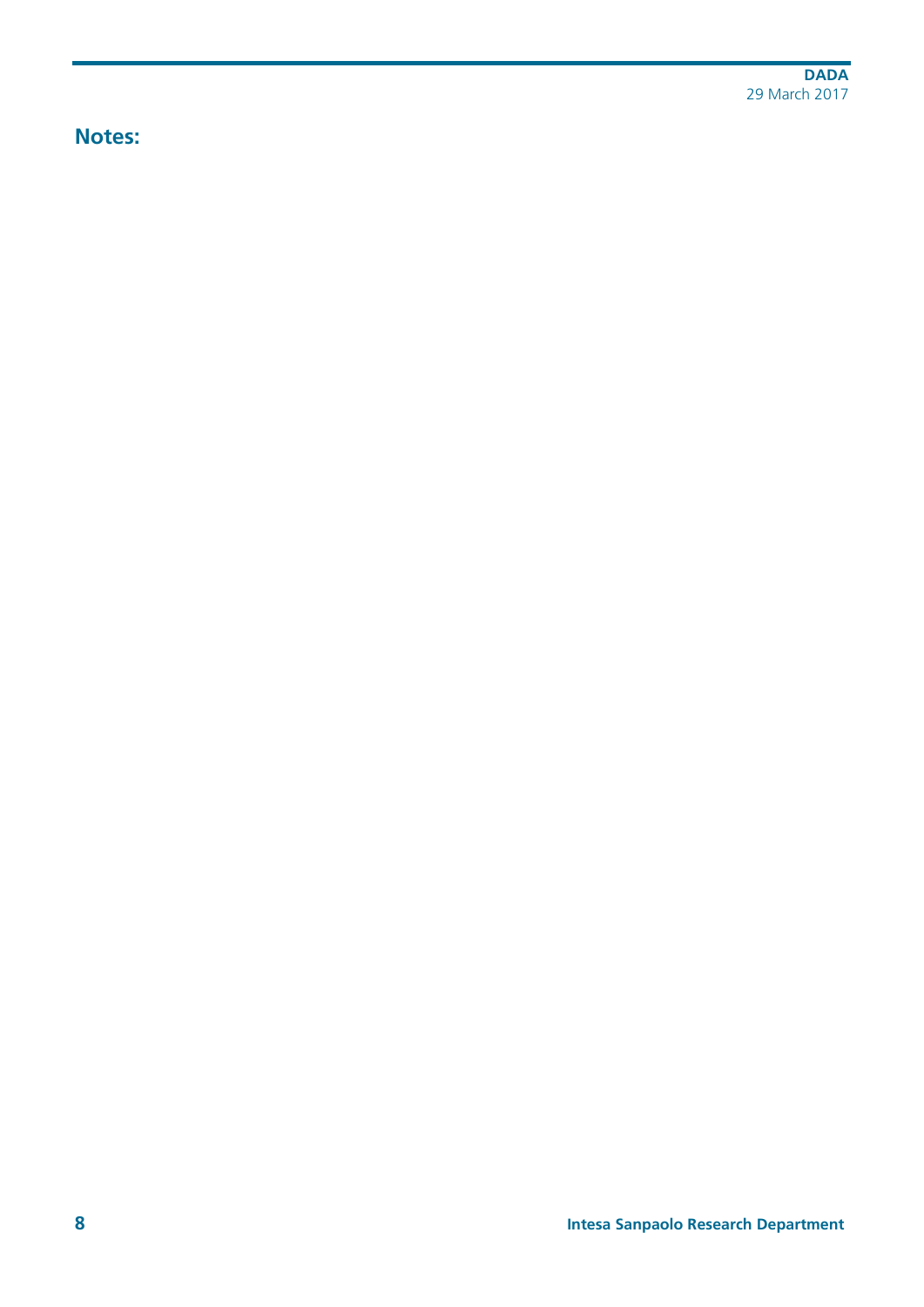## Notes: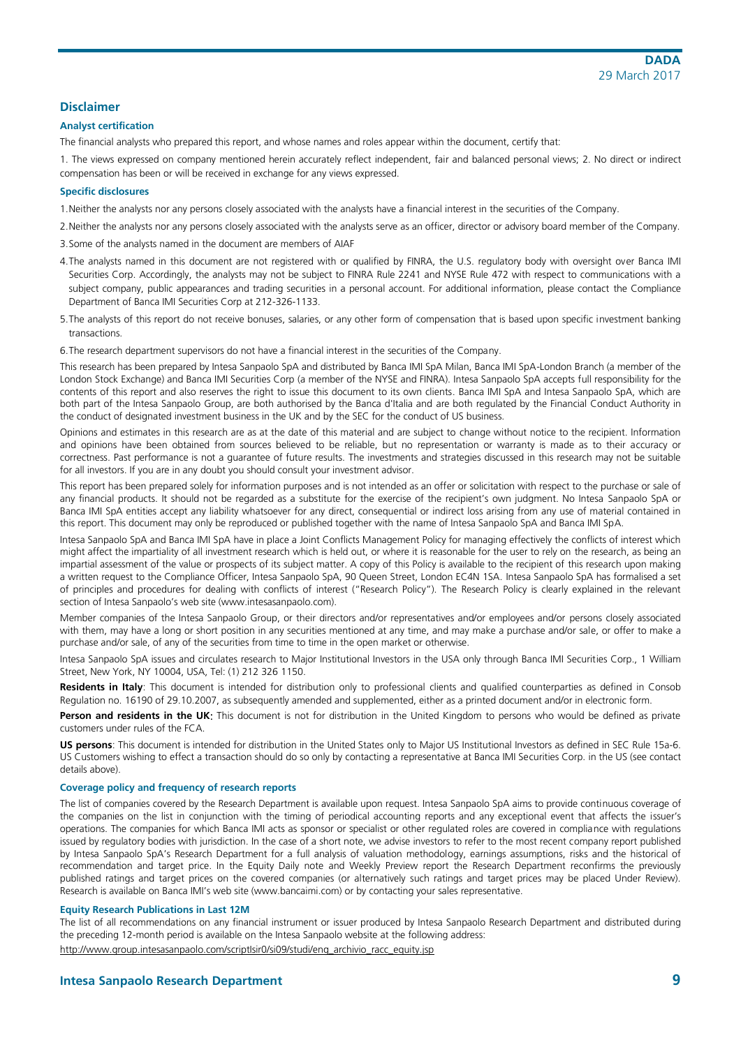## Disclaimer

### Analyst certification

The financial analysts who prepared this report, and whose names and roles appear within the document, certify that:

1. The views expressed on company mentioned herein accurately reflect independent, fair and balanced personal views; 2. No direct or indirect compensation has been or will be received in exchange for any views expressed.

### Specific disclosures

1. Neither the analysts nor any persons closely associated with the analysts have a financial interest in the securities of the Company.
2. Neither the analysts nor any persons closely associated with the analysts serve as an officer, director or advisory board member of the Company.
3. Some of the analysts named in the document are members of AIAF
4. The analysts named in this document are not registered with or qualified by FINRA, the U.S. regulatory body with oversight over Banca IMI Securities Corp. Accordingly, the analysts may not be subject to FINRA Rule 2241 and NYSE Rule 472 with respect to communications with a subject company, public appearances and trading securities in a personal account. For additional information, please contact the Compliance Department of Banca IMI Securities Corp at 212-326-1133.
5. The analysts of this report do not receive bonuses, salaries, or any other form of compensation that is based upon specific investment banking transactions.
6. The research department supervisors do not have a financial interest in the securities of the Company.

This research has been prepared by Intesa Sanpaolo SpA and distributed by Banca IMI SpA Milan, Banca IMI SpA-London Branch (a member of the London Stock Exchange) and Banca IMI Securities Corp (a member of the NYSE and FINRA). Intesa Sanpaolo SpA accepts full responsibility for the contents of this report and also reserves the right to issue this document to its own clients. Banca IMI SpA and Intesa Sanpaolo SpA, which are both part of the Intesa Sanpaolo Group, are both authorised by the Banca d'Italia and are both regulated by the Financial Conduct Authority in the conduct of designated investment business in the UK and by the SEC for the conduct of US business.

Opinions and estimates in this research are as at the date of this material and are subject to change without notice to the recipient. Information and opinions have been obtained from sources believed to be reliable, but no representation or warranty is made as to their accuracy or correctness. Past performance is not a guarantee of future results. The investments and strategies discussed in this research may not be suitable for all investors. If you are in any doubt you should consult your investment advisor.

This report has been prepared solely for information purposes and is not intended as an offer or solicitation with respect to the purchase or sale of any financial products. It should not be regarded as a substitute for the exercise of the recipient's own judgment. No Intesa Sanpaolo SpA or Banca IMI SpA entities accept any liability whatsoever for any direct, consequential or indirect loss arising from any use of material contained in this report. This document may only be reproduced or published together with the name of Intesa Sanpaolo SpA and Banca IMI SpA.

Intesa Sanpaolo SpA and Banca IMI SpA have in place a Joint Conflicts Management Policy for managing effectively the conflicts of interest which might affect the impartiality of all investment research which is held out, or where it is reasonable for the user to rely on the research, as being an impartial assessment of the value or prospects of its subject matter. A copy of this Policy is available to the recipient of this research upon making a written request to the Compliance Officer, Intesa Sanpaolo SpA, 90 Queen Street, London EC4N 1SA. Intesa Sanpaolo SpA has formalised a set of principles and procedures for dealing with conflicts of interest ("Research Policy"). The Research Policy is clearly explained in the relevant section of Intesa Sanpaolo's web site (www.intesasanpaolo.com).

Member companies of the Intesa Sanpaolo Group, or their directors and/or representatives and/or employees and/or persons closely associated with them, may have a long or short position in any securities mentioned at any time, and may make a purchase and/or sale, or offer to make a purchase and/or sale, of any of the securities from time to time in the open market or otherwise.

Intesa Sanpaolo SpA issues and circulates research to Major Institutional Investors in the USA only through Banca IMI Securities Corp., 1 William Street, New York, NY 10004, USA, Tel: (1) 212 326 1150.

**Residents in Italy**: This document is intended for distribution only to professional clients and qualified counterparties as defined in Consob Regulation no. 16190 of 29.10.2007, as subsequently amended and supplemented, either as a printed document and/or in electronic form.

**Person and residents in the UK:** This document is not for distribution in the United Kingdom to persons who would be defined as private customers under rules of the FCA.

**US persons**: This document is intended for distribution in the United States only to Major US Institutional Investors as defined in SEC Rule 15a-6. US Customers wishing to effect a transaction should do so only by contacting a representative at Banca IMI Securities Corp. in the US (see contact details above).

### Coverage policy and frequency of research reports

The list of companies covered by the Research Department is available upon request. Intesa Sanpaolo SpA aims to provide continuous coverage of the companies on the list in conjunction with the timing of periodical accounting reports and any exceptional event that affects the issuer's operations. The companies for which Banca IMI acts as sponsor or specialist or other regulated roles are covered in compliance with regulations issued by regulatory bodies with jurisdiction. In the case of a short note, we advise investors to refer to the most recent company report published by Intesa Sanpaolo SpA's Research Department for a full analysis of valuation methodology, earnings assumptions, risks and the historical of recommendation and target price. In the Equity Daily note and Weekly Preview report the Research Department reconfirms the previously published ratings and target prices on the covered companies (or alternatively such ratings and target prices may be placed Under Review). Research is available on Banca IMI's web site (www.bancaimi.com) or by contacting your sales representative.

### Equity Research Publications in Last 12M

The list of all recommendations on any financial instrument or issuer produced by Intesa Sanpaolo Research Department and distributed during the preceding 12-month period is available on the Intesa Sanpaolo website at the following address:

http://www.group.intesasanpaolo.com/scriptIsir0/si09/studi/eng_archivio_racc_equity.jsp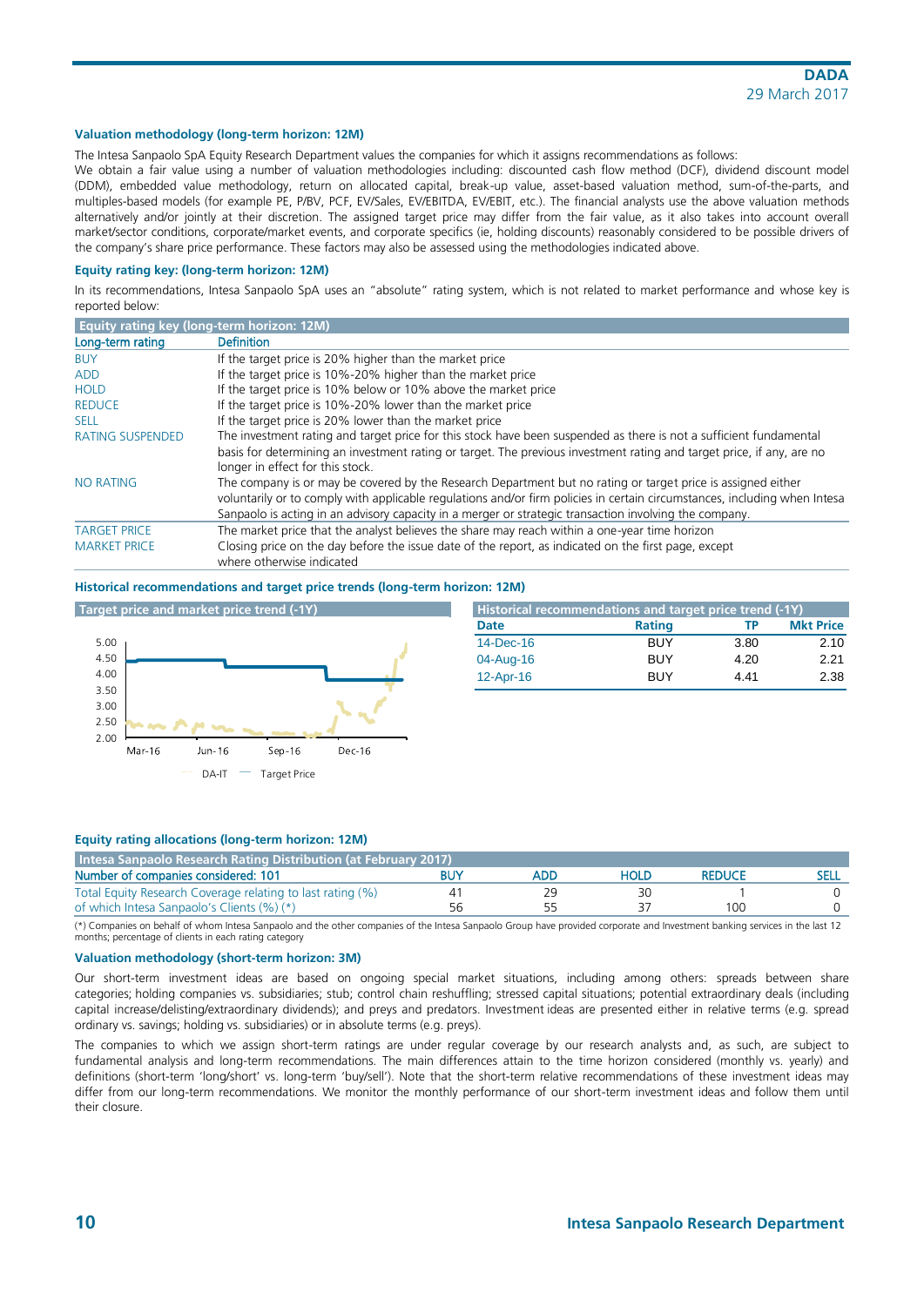### Valuation methodology (long-term horizon: 12M)

The Intesa Sanpaolo SpA Equity Research Department values the companies for which it assigns recommendations as follows:
We obtain a fair value using a number of valuation methodologies including: discounted cash flow method (DCF), dividend discount model (DDM), embedded value methodology, return on allocated capital, break-up value, asset-based valuation method, sum-of-the-parts, and multiples-based models (for example PE, P/BV, PCF, EV/Sales, EV/EBITDA, EV/EBIT, etc.). The financial analysts use the above valuation methods alternatively and/or jointly at their discretion. The assigned target price may differ from the fair value, as it also takes into account overall market/sector conditions, corporate/market events, and corporate specifics (ie, holding discounts) reasonably considered to be possible drivers of the company's share price performance. These factors may also be assessed using the methodologies indicated above.

### Equity rating key: (long-term horizon: 12M)

In its recommendations, Intesa Sanpaolo SpA uses an "absolute" rating system, which is not related to market performance and whose key is reported below:

**Equity rating key (long-term horizon: 12M)**

| Long-term rating | Definition |
|---|---|
| BUY | If the target price is 20% higher than the market price |
| ADD | If the target price is 10%-20% higher than the market price |
| HOLD | If the target price is 10% below or 10% above the market price |
| REDUCE | If the target price is 10%-20% lower than the market price |
| SELL | If the target price is 20% lower than the market price |
| RATING SUSPENDED | The investment rating and target price for this stock have been suspended as there is not a sufficient fundamental basis for determining an investment rating or target. The previous investment rating and target price, if any, are no longer in effect for this stock. |
| NO RATING | The company is or may be covered by the Research Department but no rating or target price is assigned either voluntarily or to comply with applicable regulations and/or firm policies in certain circumstances, including when Intesa Sanpaolo is acting in an advisory capacity in a merger or strategic transaction involving the company. |
| TARGET PRICE | The market price that the analyst believes the share may reach within a one-year time horizon |
| MARKET PRICE | Closing price on the day before the issue date of the report, as indicated on the first page, except where otherwise indicated |

### Historical recommendations and target price trends (long-term horizon: 12M)

**Target price and market price trend (-1Y)**

**Historical recommendations and target price trend (-1Y)**

| Date | Rating | TP | Mkt Price |
|---|---|---|---|
| 14-Dec-16 | BUY | 3.80 | 2.10 |
| 04-Aug-16 | BUY | 4.20 | 2.21 |
| 12-Apr-16 | BUY | 4.41 | 2.38 |

### Equity rating allocations (long-term horizon: 12M)

**Intesa Sanpaolo Research Rating Distribution (at February 2017)**

| Number of companies considered: 101 | BUY | ADD | HOLD | REDUCE | SELL |
|---|---|---|---|---|---|
| Total Equity Research Coverage relating to last rating (%) | 41 | 29 | 30 | 1 | 0 |
| of which Intesa Sanpaolo's Clients (%) (*) | 56 | 55 | 37 | 100 | 0 |

(*) Companies on behalf of whom Intesa Sanpaolo and the other companies of the Intesa Sanpaolo Group have provided corporate and Investment banking services in the last 12 months; percentage of clients in each rating category

### Valuation methodology (short-term horizon: 3M)

Our short-term investment ideas are based on ongoing special market situations, including among others: spreads between share categories; holding companies vs. subsidiaries; stub; control chain reshuffling; stressed capital situations; potential extraordinary deals (including capital increase/delisting/extraordinary dividends); and preys and predators. Investment ideas are presented either in relative terms (e.g. spread ordinary vs. savings; holding vs. subsidiaries) or in absolute terms (e.g. preys).

The companies to which we assign short-term ratings are under regular coverage by our research analysts and, as such, are subject to fundamental analysis and long-term recommendations. The main differences attain to the time horizon considered (monthly vs. yearly) and definitions (short-term 'long/short' vs. long-term 'buy/sell'). Note that the short-term relative recommendations of these investment ideas may differ from our long-term recommendations. We monitor the monthly performance of our short-term investment ideas and follow them until their closure.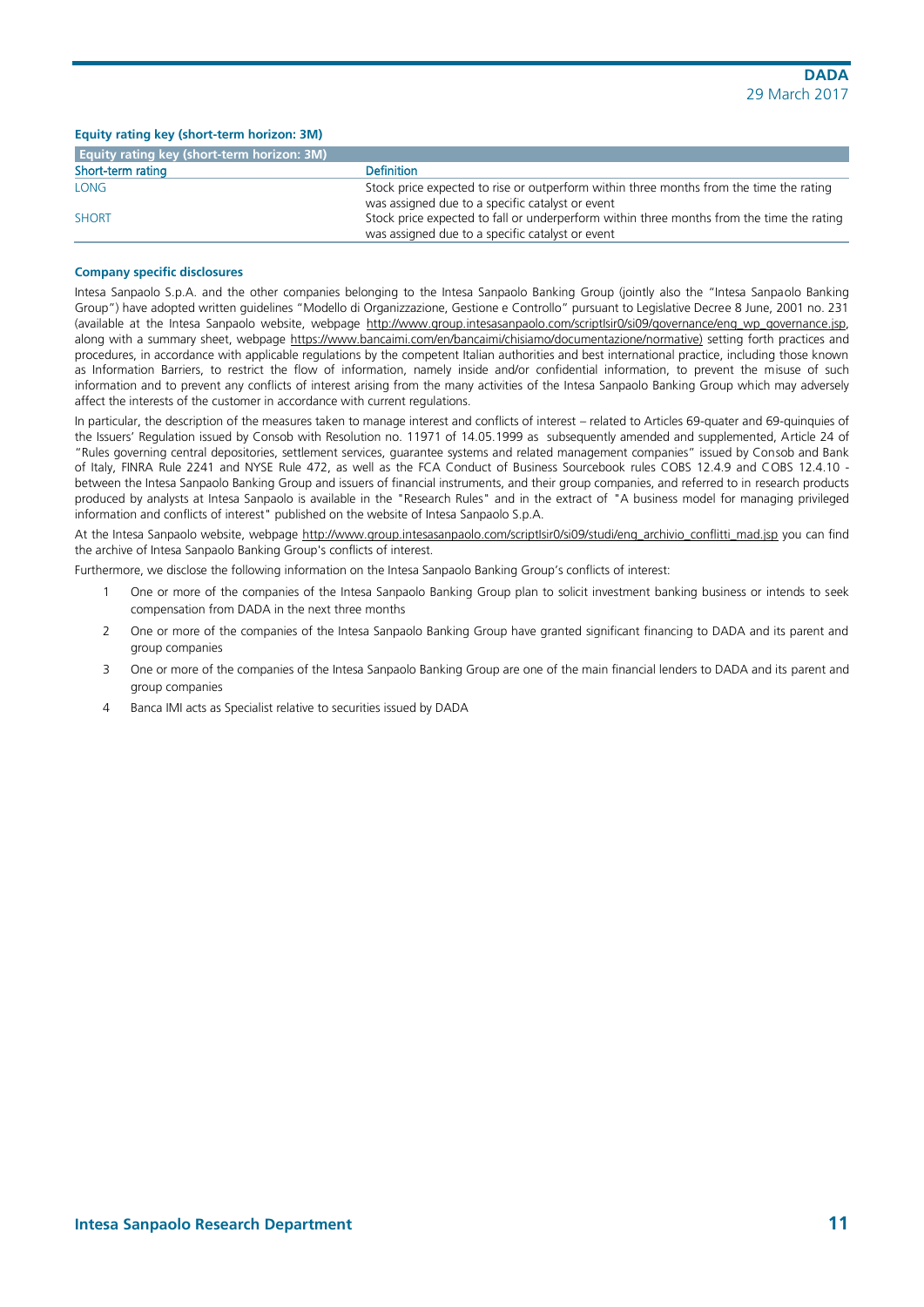#### Equity rating key (short-term horizon: 3M)

| Equity rating key (short-term horizon: 3M) | |
|---|---|
| **Short-term rating** | **Definition** |
| LONG | Stock price expected to rise or outperform within three months from the time the rating was assigned due to a specific catalyst or event |
| SHORT | Stock price expected to fall or underperform within three months from the time the rating was assigned due to a specific catalyst or event |

#### Company specific disclosures

Intesa Sanpaolo S.p.A. and the other companies belonging to the Intesa Sanpaolo Banking Group (jointly also the "Intesa Sanpaolo Banking Group") have adopted written guidelines "Modello di Organizzazione, Gestione e Controllo" pursuant to Legislative Decree 8 June, 2001 no. 231 (available at the Intesa Sanpaolo website, webpage http://www.group.intesasanpaolo.com/scriptIsir0/si09/governance/eng_wp_governance.jsp, along with a summary sheet, webpage https://www.bancaimi.com/en/bancaimi/chisiamo/documentazione/normative) setting forth practices and procedures, in accordance with applicable regulations by the competent Italian authorities and best international practice, including those known as Information Barriers, to restrict the flow of information, namely inside and/or confidential information, to prevent the misuse of such information and to prevent any conflicts of interest arising from the many activities of the Intesa Sanpaolo Banking Group which may adversely affect the interests of the customer in accordance with current regulations.

In particular, the description of the measures taken to manage interest and conflicts of interest – related to Articles 69-quater and 69-quinquies of the Issuers' Regulation issued by Consob with Resolution no. 11971 of 14.05.1999 as subsequently amended and supplemented, Article 24 of "Rules governing central depositories, settlement services, guarantee systems and related management companies" issued by Consob and Bank of Italy, FINRA Rule 2241 and NYSE Rule 472, as well as the FCA Conduct of Business Sourcebook rules COBS 12.4.9 and COBS 12.4.10 - between the Intesa Sanpaolo Banking Group and issuers of financial instruments, and their group companies, and referred to in research products produced by analysts at Intesa Sanpaolo is available in the "Research Rules" and in the extract of "A business model for managing privileged information and conflicts of interest" published on the website of Intesa Sanpaolo S.p.A.

At the Intesa Sanpaolo website, webpage http://www.group.intesasanpaolo.com/scriptIsir0/si09/studi/eng_archivio_conflitti_mad.jsp you can find the archive of Intesa Sanpaolo Banking Group's conflicts of interest.

Furthermore, we disclose the following information on the Intesa Sanpaolo Banking Group's conflicts of interest:

1. One or more of the companies of the Intesa Sanpaolo Banking Group plan to solicit investment banking business or intends to seek compensation from DADA in the next three months
2. One or more of the companies of the Intesa Sanpaolo Banking Group have granted significant financing to DADA and its parent and group companies
3. One or more of the companies of the Intesa Sanpaolo Banking Group are one of the main financial lenders to DADA and its parent and group companies
4. Banca IMI acts as Specialist relative to securities issued by DADA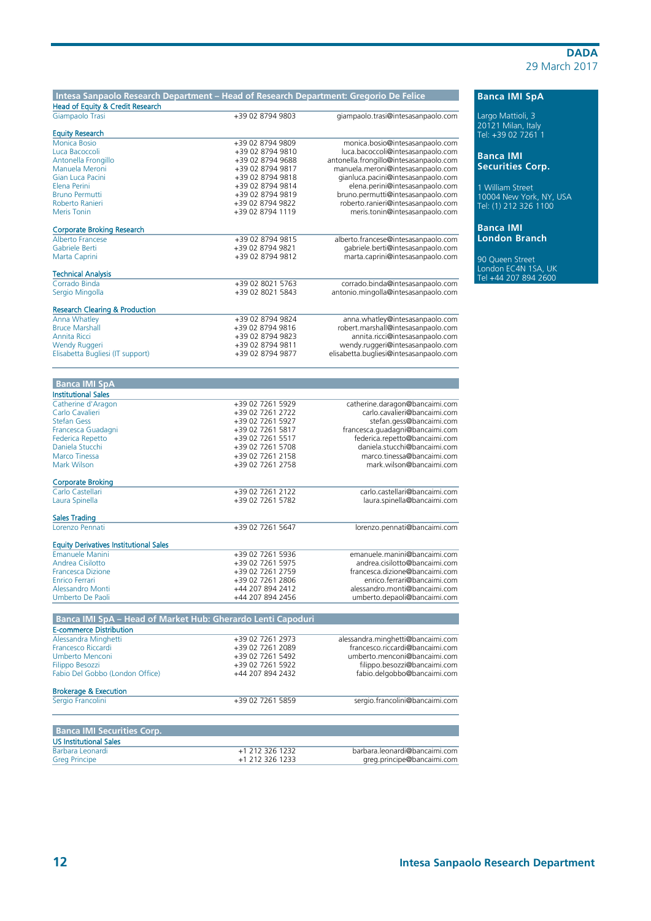## Intesa Sanpaolo Research Department – Head of Research Department: Gregorio De Felice

| | | |
|---|---|---|
| **Head of Equity & Credit Research** | | |
| Giampaolo Trasi | +39 02 8794 9803 | giampaolo.trasi@intesasanpaolo.com |
| **Equity Research** | | |
| Monica Bosio | +39 02 8794 9809 | monica.bosio@intesasanpaolo.com |
| Luca Bacoccoli | +39 02 8794 9810 | luca.bacoccoli@intesasanpaolo.com |
| Antonella Frongillo | +39 02 8794 9688 | antonella.frongillo@intesasanpaolo.com |
| Manuela Meroni | +39 02 8794 9817 | manuela.meroni@intesasanpaolo.com |
| Gian Luca Pacini | +39 02 8794 9818 | gianluca.pacini@intesasanpaolo.com |
| Elena Perini | +39 02 8794 9814 | elena.perini@intesasanpaolo.com |
| Bruno Permutti | +39 02 8794 9819 | bruno.permutti@intesasanpaolo.com |
| Roberto Ranieri | +39 02 8794 9822 | roberto.ranieri@intesasanpaolo.com |
| Meris Tonin | +39 02 8794 1119 | meris.tonin@intesasanpaolo.com |
| **Corporate Broking Research** | | |
| Alberto Francese | +39 02 8794 9815 | alberto.francese@intesasanpaolo.com |
| Gabriele Berti | +39 02 8794 9821 | gabriele.berti@intesasanpaolo.com |
| Marta Caprini | +39 02 8794 9812 | marta.caprini@intesasanpaolo.com |
| **Technical Analysis** | | |
| Corrado Binda | +39 02 8021 5763 | corrado.binda@intesasanpaolo.com |
| Sergio Mingolla | +39 02 8021 5843 | antonio.mingolla@intesasanpaolo.com |
| **Research Clearing & Production** | | |
| Anna Whatley | +39 02 8794 9824 | anna.whatley@intesasanpaolo.com |
| Bruce Marshall | +39 02 8794 9816 | robert.marshall@intesasanpaolo.com |
| Annita Ricci | +39 02 8794 9823 | annita.ricci@intesasanpaolo.com |
| Wendy Ruggeri | +39 02 8794 9811 | wendy.ruggeri@intesasanpaolo.com |
| Elisabetta Bugliesi (IT support) | +39 02 8794 9877 | elisabetta.bugliesi@intesasanpaolo.com |

## Banca IMI SpA

| | | |
|---|---|---|
| **Institutional Sales** | | |
| Catherine d'Aragon | +39 02 7261 5929 | catherine.daragon@bancaimi.com |
| Carlo Cavalieri | +39 02 7261 2722 | carlo.cavalieri@bancaimi.com |
| Stefan Gess | +39 02 7261 5927 | stefan.gess@bancaimi.com |
| Francesca Guadagni | +39 02 7261 5817 | francesca.guadagni@bancaimi.com |
| Federica Repetto | +39 02 7261 5517 | federica.repetto@bancaimi.com |
| Daniela Stucchi | +39 02 7261 5708 | daniela.stucchi@bancaimi.com |
| Marco Tinessa | +39 02 7261 2158 | marco.tinessa@bancaimi.com |
| Mark Wilson | +39 02 7261 2758 | mark.wilson@bancaimi.com |
| **Corporate Broking** | | |
| Carlo Castellari | +39 02 7261 2122 | carlo.castellari@bancaimi.com |
| Laura Spinella | +39 02 7261 5782 | laura.spinella@bancaimi.com |
| **Sales Trading** | | |
| Lorenzo Pennati | +39 02 7261 5647 | lorenzo.pennati@bancaimi.com |
| **Equity Derivatives Institutional Sales** | | |
| Emanuele Manini | +39 02 7261 5936 | emanuele.manini@bancaimi.com |
| Andrea Cisilotto | +39 02 7261 5975 | andrea.cisilotto@bancaimi.com |
| Francesca Dizione | +39 02 7261 2759 | francesca.dizione@bancaimi.com |
| Enrico Ferrari | +39 02 7261 2806 | enrico.ferrari@bancaimi.com |
| Alessandro Monti | +44 207 894 2412 | alessandro.monti@bancaimi.com |
| Umberto De Paoli | +44 207 894 2456 | umberto.depaoli@bancaimi.com |

## Banca IMI SpA – Head of Market Hub: Gherardo Lenti Capoduri

| | | |
|---|---|---|
| **E-commerce Distribution** | | |
| Alessandra Minghetti | +39 02 7261 2973 | alessandra.minghetti@bancaimi.com |
| Francesco Riccardi | +39 02 7261 2089 | francesco.riccardi@bancaimi.com |
| Umberto Menconi | +39 02 7261 5492 | umberto.menconi@bancaimi.com |
| Filippo Besozzi | +39 02 7261 5922 | filippo.besozzi@bancaimi.com |
| Fabio Del Gobbo (London Office) | +44 207 894 2432 | fabio.delgobbo@bancaimi.com |
| **Brokerage & Execution** | | |
| Sergio Francolini | +39 02 7261 5859 | sergio.francolini@bancaimi.com |

## Banca IMI Securities Corp.

| | | |
|---|---|---|
| **US Institutional Sales** | | |
| Barbara Leonardi | +1 212 326 1232 | barbara.leonardi@bancaimi.com |
| Greg Principe | +1 212 326 1233 | greg.principe@bancaimi.com |

**Banca IMI SpA**

Largo Mattioli, 3
20121 Milan, Italy
Tel: +39 02 7261 1

**Banca IMI Securities Corp.**

1 William Street
10004 New York, NY, USA
Tel: (1) 212 326 1100

**Banca IMI London Branch**

90 Queen Street
London EC4N 1SA, UK
Tel +44 207 894 2600